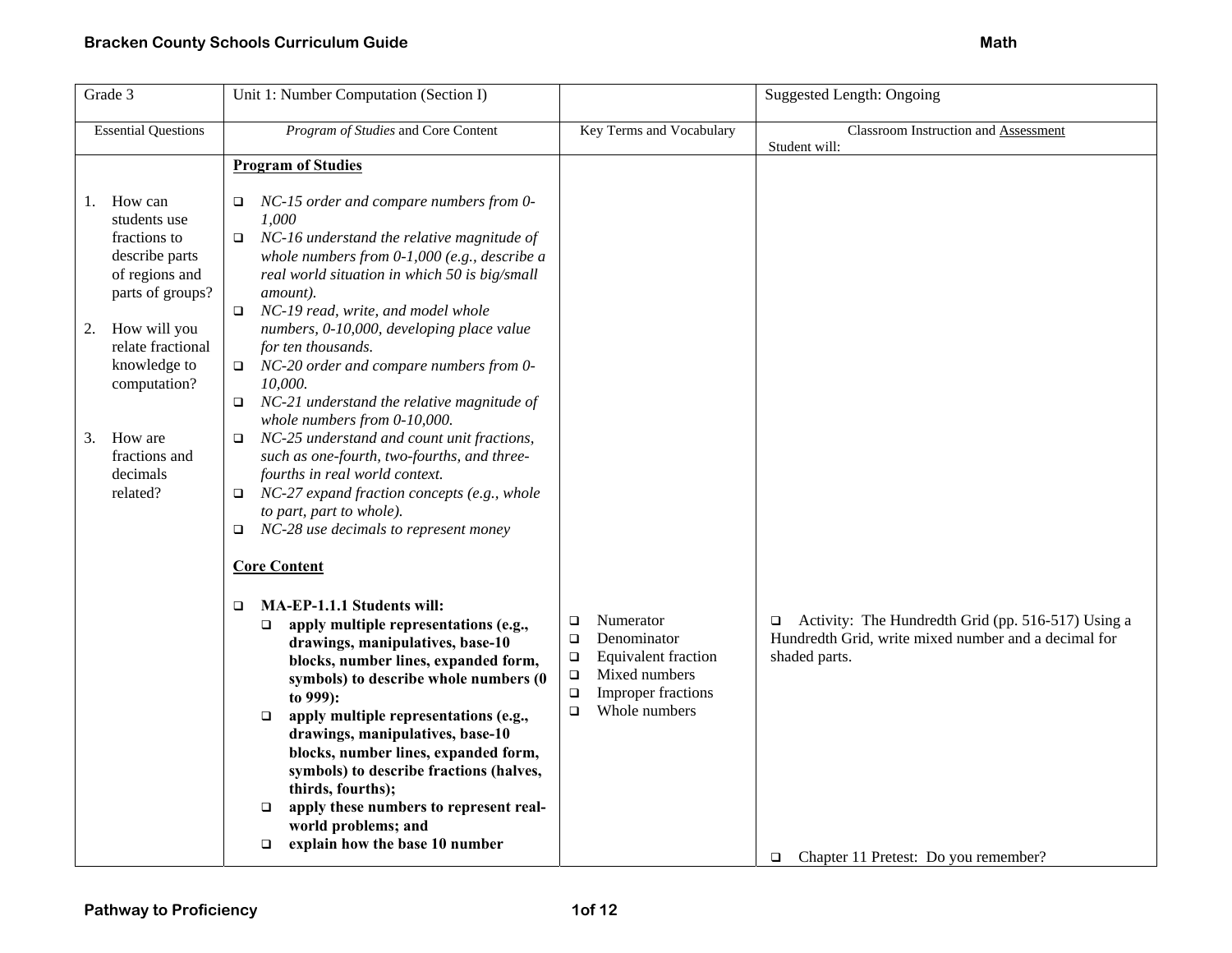| Grade 3 | Unit 1: Number Computation (Section I) | | Suggested Length: Ongoing |
|---|---|---|---|
| Essential Questions | *Program of Studies* and Core Content | Key Terms and Vocabulary | Classroom Instruction and Assessment<br>Student will: |
| 1. How can students use fractions to describe parts of regions and parts of groups?<br><br>2. How will you relate fractional knowledge to computation?<br><br>3. How are fractions and decimals related? | **Program of Studies**<br><br>❑ *NC-15 order and compare numbers from 0-1,000*<br>❑ *NC-16 understand the relative magnitude of whole numbers from 0-1,000 (e.g., describe a real world situation in which 50 is big/small amount).*<br>❑ *NC-19 read, write, and model whole numbers, 0-10,000, developing place value for ten thousands.*<br>❑ *NC-20 order and compare numbers from 0-10,000.*<br>❑ *NC-21 understand the relative magnitude of whole numbers from 0-10,000.*<br>❑ *NC-25 understand and count unit fractions, such as one-fourth, two-fourths, and three-fourths in real world context.*<br>❑ *NC-27 expand fraction concepts (e.g., whole to part, part to whole).*<br>❑ *NC-28 use decimals to represent money*<br><br>**Core Content**<br><br>❑ **MA-EP-1.1.1 Students will:**<br>❑ **apply multiple representations (e.g., drawings, manipulatives, base-10 blocks, number lines, expanded form, symbols) to describe whole numbers (0 to 999):**<br>❑ **apply multiple representations (e.g., drawings, manipulatives, base-10 blocks, number lines, expanded form, symbols) to describe fractions (halves, thirds, fourths);**<br>❑ **apply these numbers to represent real-world problems; and**<br>❑ **explain how the base 10 number** | ❑ Numerator<br>❑ Denominator<br>❑ Equivalent fraction<br>❑ Mixed numbers<br>❑ Improper fractions<br>❑ Whole numbers | ❑ Activity: The Hundredth Grid (pp. 516-517) Using a Hundredth Grid, write mixed number and a decimal for shaded parts.<br><br>❑ Chapter 11 Pretest: Do you remember? |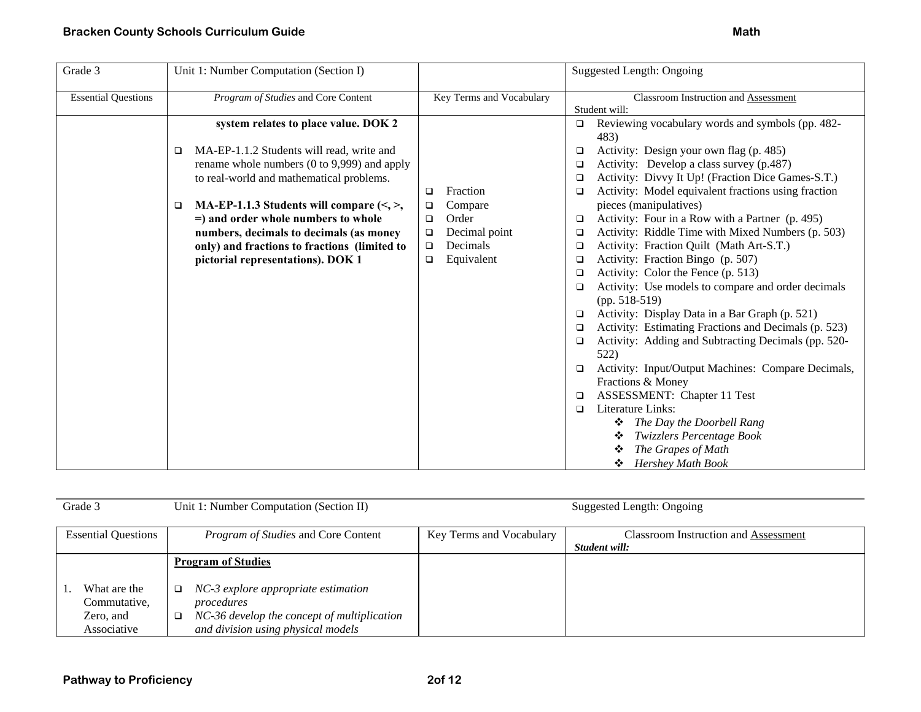| Grade 3 | Unit 1: Number Computation (Section I) | | Suggested Length: Ongoing |
|---|---|---|---|
| Essential Questions | *Program of Studies* and Core Content | Key Terms and Vocabulary | Classroom Instruction and Assessment<br>Student will: |
| | **system relates to place value. DOK 2**<br><br>❑ MA-EP-1.1.2 Students will read, write and rename whole numbers (0 to 9,999) and apply to real-world and mathematical problems.<br><br>❑ **MA-EP-1.1.3 Students will compare (<, >, =) and order whole numbers to whole numbers, decimals to decimals (as money only) and fractions to fractions (limited to pictorial representations). DOK 1** | ❑ Fraction<br>❑ Compare<br>❑ Order<br>❑ Decimal point<br>❑ Decimals<br>❑ Equivalent | ❑ Reviewing vocabulary words and symbols (pp. 482-483)<br>❑ Activity: Design your own flag (p. 485)<br>❑ Activity: Develop a class survey (p.487)<br>❑ Activity: Divvy It Up! (Fraction Dice Games-S.T.)<br>❑ Activity: Model equivalent fractions using fraction pieces (manipulatives)<br>❑ Activity: Four in a Row with a Partner (p. 495)<br>❑ Activity: Riddle Time with Mixed Numbers (p. 503)<br>❑ Activity: Fraction Quilt (Math Art-S.T.)<br>❑ Activity: Fraction Bingo (p. 507)<br>❑ Activity: Color the Fence (p. 513)<br>❑ Activity: Use models to compare and order decimals (pp. 518-519)<br>❑ Activity: Display Data in a Bar Graph (p. 521)<br>❑ Activity: Estimating Fractions and Decimals (p. 523)<br>❑ Activity: Adding and Subtracting Decimals (pp. 520-522)<br>❑ Activity: Input/Output Machines: Compare Decimals, Fractions & Money<br>❑ ASSESSMENT: Chapter 11 Test<br>❑ Literature Links:<br>❖ *The Day the Doorbell Rang*<br>❖ *Twizzlers Percentage Book*<br>❖ *The Grapes of Math*<br>❖ *Hershey Math Book* |

| Grade 3 | Unit 1: Number Computation (Section II) | | Suggested Length: Ongoing |
|---|---|---|---|
| Essential Questions | *Program of Studies* and Core Content | Key Terms and Vocabulary | Classroom Instruction and Assessment<br>***Student will:*** |
| 1. What are the Commutative, Zero, and Associative | **Program of Studies**<br><br>❑ *NC-3 explore appropriate estimation procedures*<br>❑ *NC-36 develop the concept of multiplication and division using physical models* | | |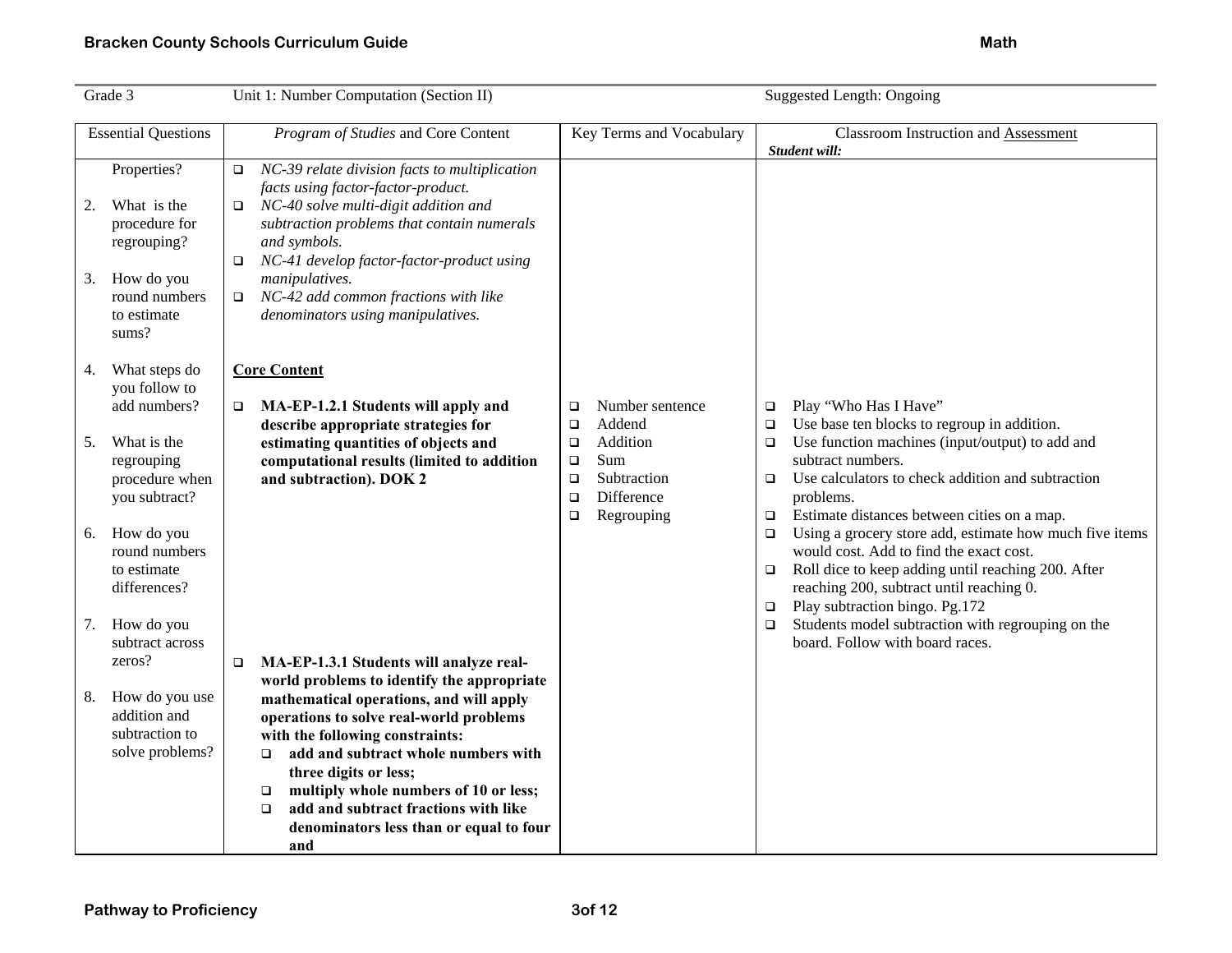| Grade 3 | Unit 1: Number Computation (Section II) | | Suggested Length: Ongoing |
|---|---|---|---|
| **Essential Questions** | ***Program of Studies* and Core Content** | **Key Terms and Vocabulary** | **Classroom Instruction and <u>Assessment</u>**<br>***Student will:*** |
| Properties?<br><br>2. What is the procedure for regrouping?<br><br>3. How do you round numbers to estimate sums?<br><br>4. What steps do you follow to add numbers?<br><br>5. What is the regrouping procedure when you subtract?<br><br>6. How do you round numbers to estimate differences?<br><br>7. How do you subtract across zeros?<br><br>8. How do you use addition and subtraction to solve problems? | ❑ *NC-39 relate division facts to multiplication facts using factor-factor-product.*<br>❑ *NC-40 solve multi-digit addition and subtraction problems that contain numerals and symbols.*<br>❑ *NC-41 develop factor-factor-product using manipulatives.*<br>❑ *NC-42 add common fractions with like denominators using manipulatives.*<br><br>**<u>Core Content</u>**<br><br>❑ **MA-EP-1.2.1 Students will apply and describe appropriate strategies for estimating quantities of objects and computational results (limited to addition and subtraction). DOK 2**<br><br>❑ **MA-EP-1.3.1 Students will analyze real-world problems to identify the appropriate mathematical operations, and will apply operations to solve real-world problems with the following constraints:**<br>❑ **add and subtract whole numbers with three digits or less;**<br>❑ **multiply whole numbers of 10 or less;**<br>❑ **add and subtract fractions with like denominators less than or equal to four and** | ❑ Number sentence<br>❑ Addend<br>❑ Addition<br>❑ Sum<br>❑ Subtraction<br>❑ Difference<br>❑ Regrouping | ❑ Play "Who Has I Have"<br>❑ Use base ten blocks to regroup in addition.<br>❑ Use function machines (input/output) to add and subtract numbers.<br>❑ Use calculators to check addition and subtraction problems.<br>❑ Estimate distances between cities on a map.<br>❑ Using a grocery store add, estimate how much five items would cost. Add to find the exact cost.<br>❑ Roll dice to keep adding until reaching 200. After reaching 200, subtract until reaching 0.<br>❑ Play subtraction bingo. Pg.172<br>❑ Students model subtraction with regrouping on the board. Follow with board races. |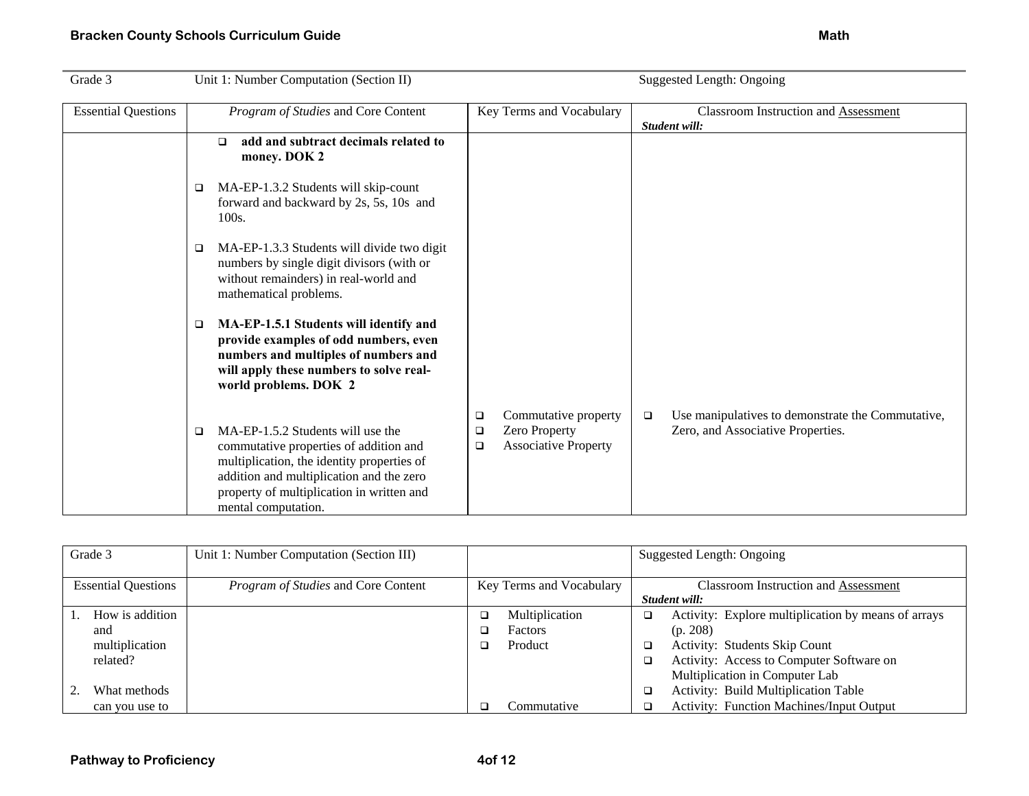| Grade 3 | Unit 1: Number Computation (Section II) | | Suggested Length: Ongoing |
|---|---|---|---|
| **Essential Questions** | ***Program of Studies* and Core Content** | **Key Terms and Vocabulary** | **Classroom Instruction and Assessment** *Student will:* |
| | ❑ **add and subtract decimals related to money. DOK 2**<br><br>❑ MA-EP-1.3.2 Students will skip-count forward and backward by 2s, 5s, 10s and 100s.<br><br>❑ MA-EP-1.3.3 Students will divide two digit numbers by single digit divisors (with or without remainders) in real-world and mathematical problems.<br><br>❑ **MA-EP-1.5.1 Students will identify and provide examples of odd numbers, even numbers and multiples of numbers and will apply these numbers to solve real-world problems. DOK 2**<br><br>❑ MA-EP-1.5.2 Students will use the commutative properties of addition and multiplication, the identity properties of addition and multiplication and the zero property of multiplication in written and mental computation. | ❑ Commutative property<br>❑ Zero Property<br>❑ Associative Property | ❑ Use manipulatives to demonstrate the Commutative, Zero, and Associative Properties. |

| Grade 3 | Unit 1: Number Computation (Section III) | | Suggested Length: Ongoing |
|---|---|---|---|
| **Essential Questions** | ***Program of Studies* and Core Content** | **Key Terms and Vocabulary** | **Classroom Instruction and Assessment** *Student will:* |
| 1. How is addition and multiplication related?<br><br>2. What methods can you use to | | ❑ Multiplication<br>❑ Factors<br>❑ Product<br><br>❑ Commutative | ❑ Activity: Explore multiplication by means of arrays (p. 208)<br>❑ Activity: Students Skip Count<br>❑ Activity: Access to Computer Software on Multiplication in Computer Lab<br>❑ Activity: Build Multiplication Table<br>❑ Activity: Function Machines/Input Output |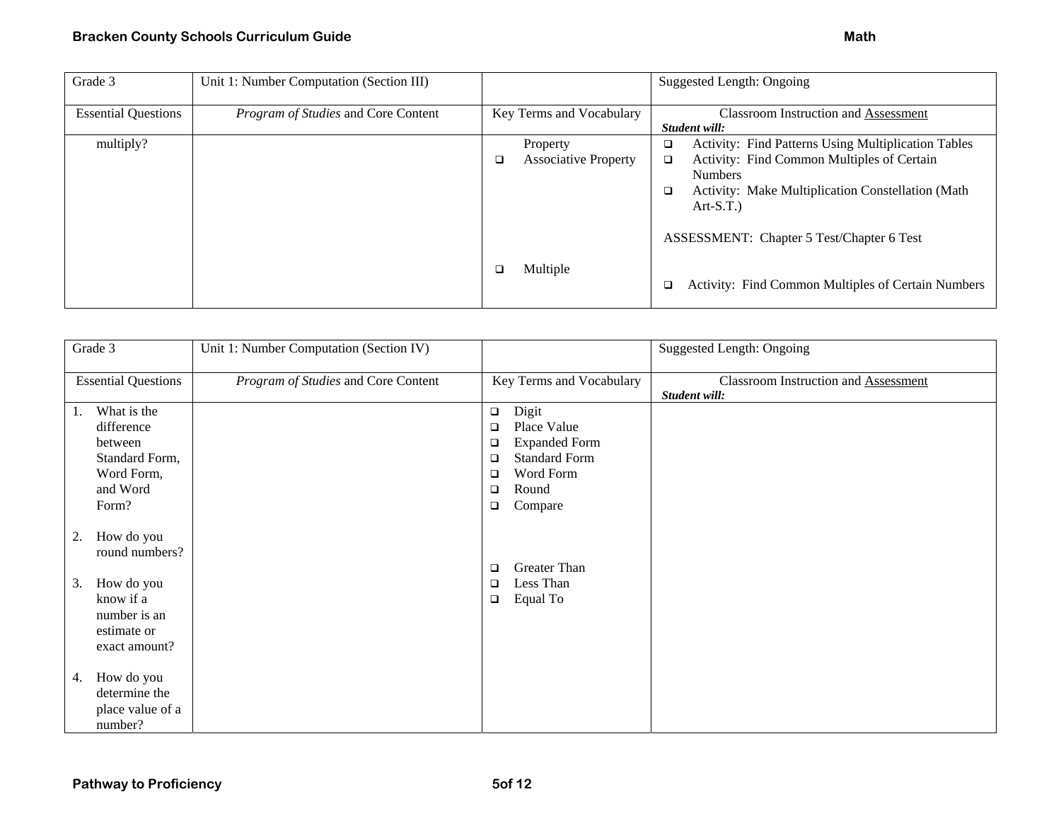| Grade 3 | Unit 1: Number Computation (Section III) | | Suggested Length: Ongoing |
|---|---|---|---|
| Essential Questions | *Program of Studies* and Core Content | Key Terms and Vocabulary | Classroom Instruction and Assessment<br>***Student will:*** |
| multiply? | | Property<br>❑ Associative Property<br><br><br><br><br>❑ Multiple | ❑ Activity: Find Patterns Using Multiplication Tables<br>❑ Activity: Find Common Multiples of Certain Numbers<br>❑ Activity: Make Multiplication Constellation (Math Art-S.T.)<br><br>ASSESSMENT: Chapter 5 Test/Chapter 6 Test<br><br>❑ Activity: Find Common Multiples of Certain Numbers |

| Grade 3 | Unit 1: Number Computation (Section IV) | | Suggested Length: Ongoing |
|---|---|---|---|
| Essential Questions | *Program of Studies* and Core Content | Key Terms and Vocabulary | Classroom Instruction and Assessment<br>***Student will:*** |
| 1. What is the difference between Standard Form, Word Form, and Word Form?<br><br>2. How do you round numbers?<br><br>3. How do you know if a number is an estimate or exact amount?<br><br>4. How do you determine the place value of a number? | | ❑ Digit<br>❑ Place Value<br>❑ Expanded Form<br>❑ Standard Form<br>❑ Word Form<br>❑ Round<br>❑ Compare<br><br><br>❑ Greater Than<br>❑ Less Than<br>❑ Equal To | |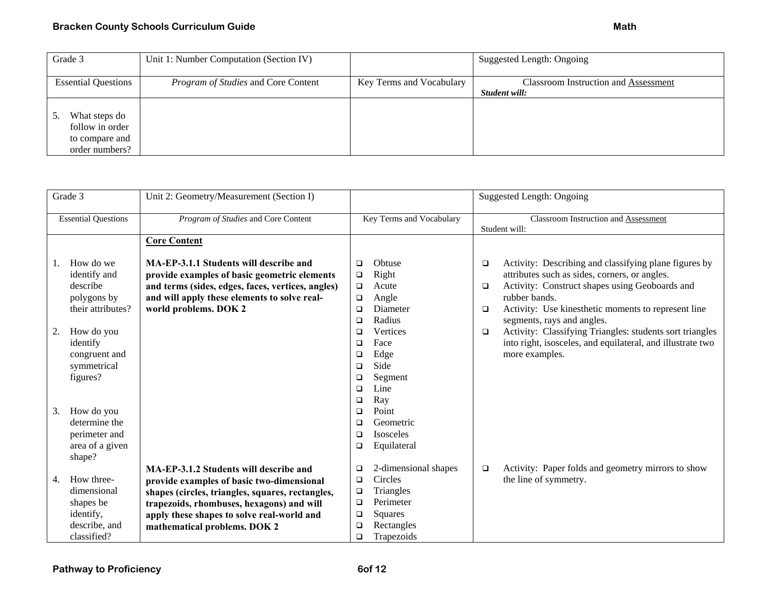| Grade 3 | Unit 1: Number Computation (Section IV) | | Suggested Length: Ongoing |
|---|---|---|---|
| Essential Questions | *Program of Studies* and Core Content | Key Terms and Vocabulary | Classroom Instruction and Assessment<br>***Student will:*** |
| 5. What steps do follow in order to compare and order numbers? | | | |

| Grade 3 | Unit 2: Geometry/Measurement (Section I) | | Suggested Length: Ongoing |
|---|---|---|---|
| Essential Questions | *Program of Studies* and Core Content | Key Terms and Vocabulary | Classroom Instruction and Assessment<br>Student will: |
| 1. How do we identify and describe polygons by their attributes?<br><br>2. How do you identify congruent and symmetrical figures?<br><br>3. How do you determine the perimeter and area of a given shape? | **Core Content**<br><br>**MA-EP-3.1.1 Students will describe and provide examples of basic geometric elements and terms (sides, edges, faces, vertices, angles) and will apply these elements to solve real-world problems. DOK 2** | ❑ Obtuse<br>❑ Right<br>❑ Acute<br>❑ Angle<br>❑ Diameter<br>❑ Radius<br>❑ Vertices<br>❑ Face<br>❑ Edge<br>❑ Side<br>❑ Segment<br>❑ Line<br>❑ Ray<br>❑ Point<br>❑ Geometric<br>❑ Isosceles<br>❑ Equilateral | ❑ Activity: Describing and classifying plane figures by attributes such as sides, corners, or angles.<br>❑ Activity: Construct shapes using Geoboards and rubber bands.<br>❑ Activity: Use kinesthetic moments to represent line segments, rays and angles.<br>❑ Activity: Classifying Triangles: students sort triangles into right, isosceles, and equilateral, and illustrate two more examples. |
| 4. How three-dimensional shapes be identify, describe, and classified? | **MA-EP-3.1.2 Students will describe and provide examples of basic two-dimensional shapes (circles, triangles, squares, rectangles, trapezoids, rhombuses, hexagons) and will apply these shapes to solve real-world and mathematical problems. DOK 2** | ❑ 2-dimensional shapes<br>❑ Circles<br>❑ Triangles<br>❑ Perimeter<br>❑ Squares<br>❑ Rectangles<br>❑ Trapezoids | ❑ Activity: Paper folds and geometry mirrors to show the line of symmetry. |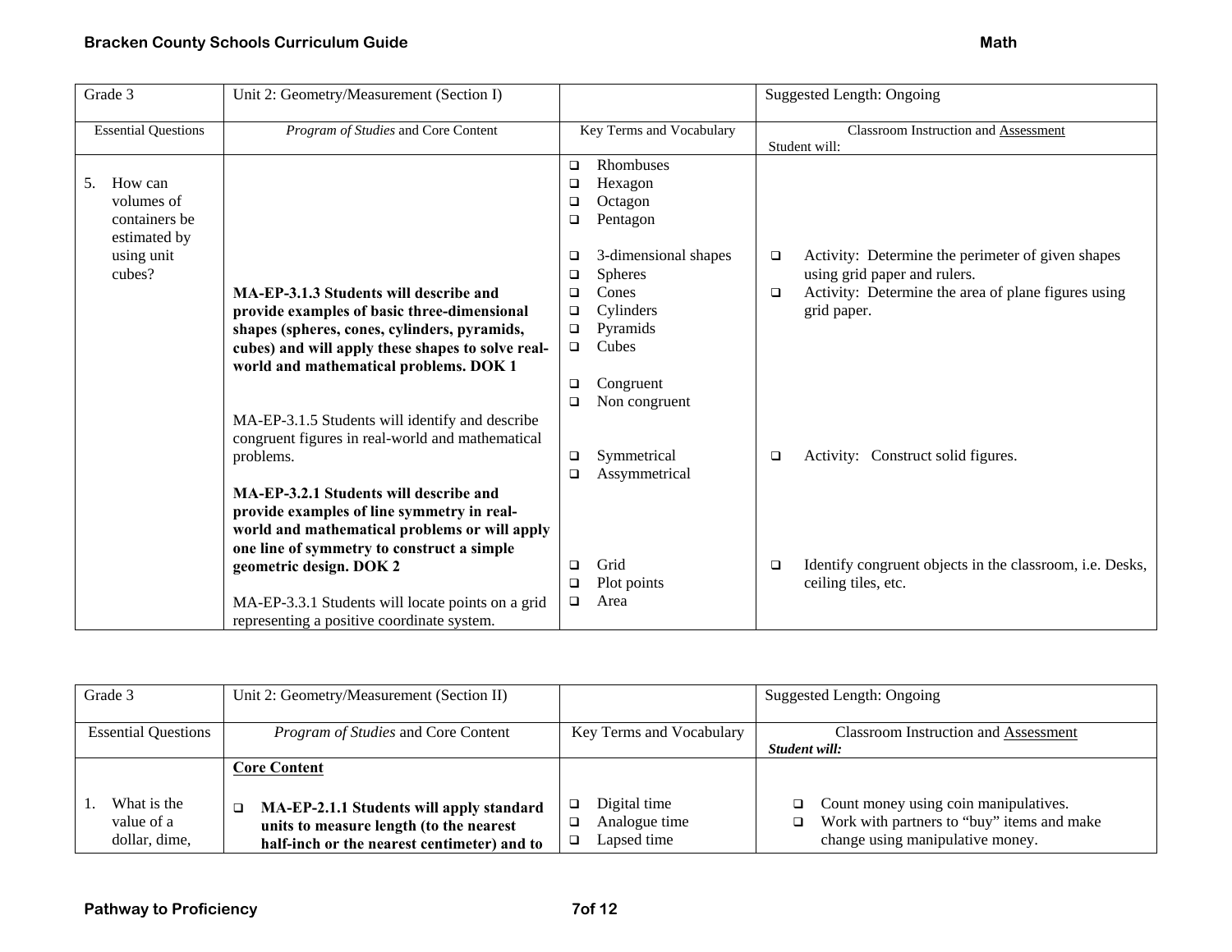| Grade 3 | Unit 2: Geometry/Measurement (Section I) | | Suggested Length: Ongoing |
|---|---|---|---|
| Essential Questions | *Program of Studies* and Core Content | Key Terms and Vocabulary | Classroom Instruction and Assessment<br>Student will: |
| 5. How can volumes of containers be estimated by using unit cubes? | **MA-EP-3.1.3 Students will describe and provide examples of basic three-dimensional shapes (spheres, cones, cylinders, pyramids, cubes) and will apply these shapes to solve real-world and mathematical problems. DOK 1**<br><br>MA-EP-3.1.5 Students will identify and describe congruent figures in real-world and mathematical problems.<br><br>**MA-EP-3.2.1 Students will describe and provide examples of line symmetry in real-world and mathematical problems or will apply one line of symmetry to construct a simple geometric design. DOK 2**<br><br>MA-EP-3.3.1 Students will locate points on a grid representing a positive coordinate system. | ❑ Rhombuses<br>❑ Hexagon<br>❑ Octagon<br>❑ Pentagon<br><br>❑ 3-dimensional shapes<br>❑ Spheres<br>❑ Cones<br>❑ Cylinders<br>❑ Pyramids<br>❑ Cubes<br><br>❑ Congruent<br>❑ Non congruent<br><br>❑ Symmetrical<br>❑ Assymmetrical<br><br>❑ Grid<br>❑ Plot points<br>❑ Area | ❑ Activity: Determine the perimeter of given shapes using grid paper and rulers.<br>❑ Activity: Determine the area of plane figures using grid paper.<br><br>❑ Activity: Construct solid figures.<br><br>❑ Identify congruent objects in the classroom, i.e. Desks, ceiling tiles, etc. |

| Grade 3 | Unit 2: Geometry/Measurement (Section II) | | Suggested Length: Ongoing |
|---|---|---|---|
| Essential Questions | *Program of Studies* and Core Content | Key Terms and Vocabulary | Classroom Instruction and Assessment<br>***Student will:*** |
| 1. What is the value of a dollar, dime, | **Core Content**<br><br>❑ **MA-EP-2.1.1 Students will apply standard units to measure length (to the nearest half-inch or the nearest centimeter) and to** | ❑ Digital time<br>❑ Analogue time<br>❑ Lapsed time | ❑ Count money using coin manipulatives.<br>❑ Work with partners to "buy" items and make change using manipulative money. |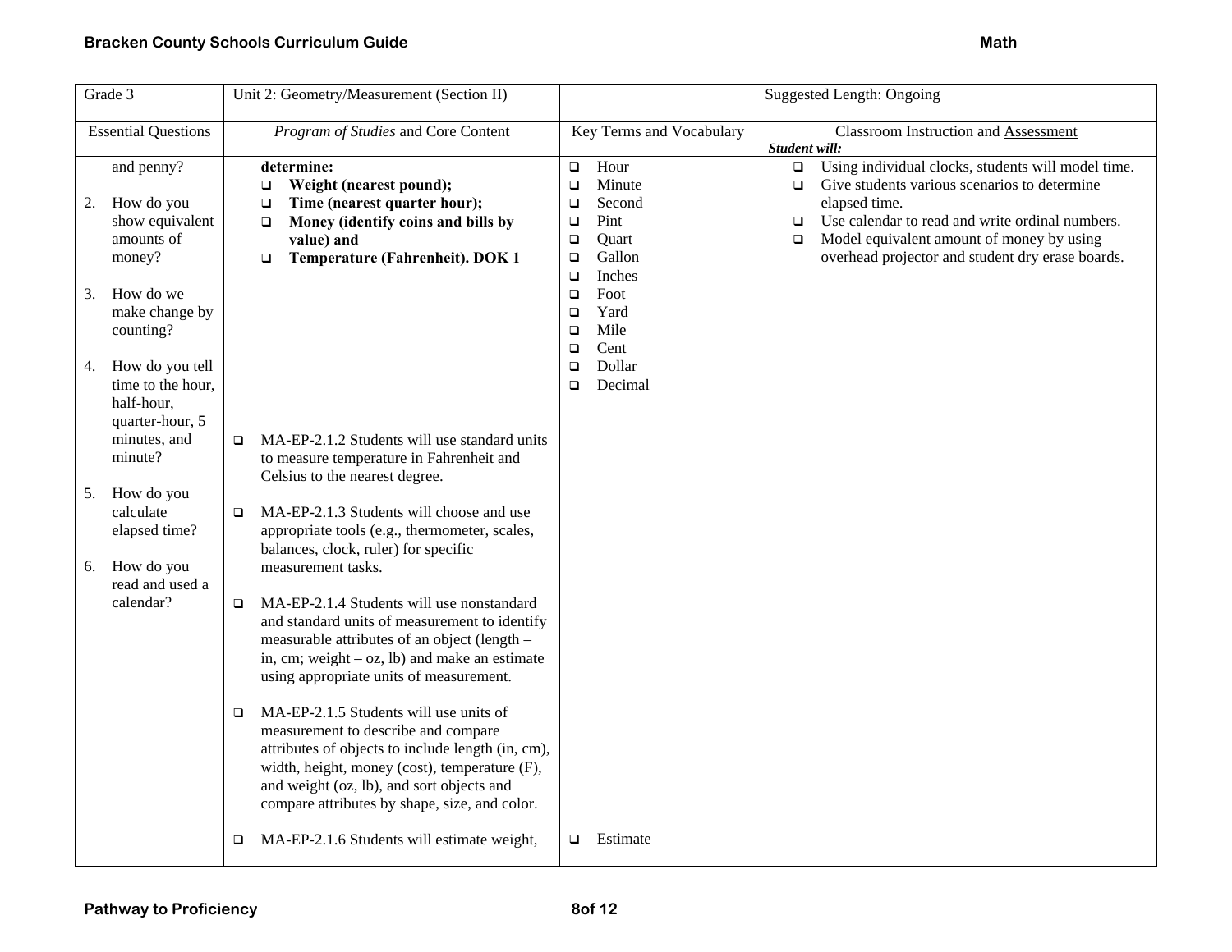| Grade 3 | Unit 2: Geometry/Measurement (Section II) | | Suggested Length: Ongoing |
|---|---|---|---|
| Essential Questions | *Program of Studies* and Core Content | Key Terms and Vocabulary | Classroom Instruction and Assessment<br>***Student will:*** |
| and penny?<br><br>2. How do you show equivalent amounts of money?<br><br>3. How do we make change by counting?<br><br>4. How do you tell time to the hour, half-hour, quarter-hour, 5 minutes, and minute?<br><br>5. How do you calculate elapsed time?<br><br>6. How do you read and used a calendar? | **determine:**<br>❑ **Weight (nearest pound);**<br>❑ **Time (nearest quarter hour);**<br>❑ **Money (identify coins and bills by value) and**<br>❑ **Temperature (Fahrenheit). DOK 1**<br><br>❑ MA-EP-2.1.2 Students will use standard units to measure temperature in Fahrenheit and Celsius to the nearest degree.<br><br>❑ MA-EP-2.1.3 Students will choose and use appropriate tools (e.g., thermometer, scales, balances, clock, ruler) for specific measurement tasks.<br><br>❑ MA-EP-2.1.4 Students will use nonstandard and standard units of measurement to identify measurable attributes of an object (length – in, cm; weight – oz, lb) and make an estimate using appropriate units of measurement.<br><br>❑ MA-EP-2.1.5 Students will use units of measurement to describe and compare attributes of objects to include length (in, cm), width, height, money (cost), temperature (F), and weight (oz, lb), and sort objects and compare attributes by shape, size, and color.<br><br>❑ MA-EP-2.1.6 Students will estimate weight, | ❑ Hour<br>❑ Minute<br>❑ Second<br>❑ Pint<br>❑ Quart<br>❑ Gallon<br>❑ Inches<br>❑ Foot<br>❑ Yard<br>❑ Mile<br>❑ Cent<br>❑ Dollar<br>❑ Decimal<br><br>❑ Estimate | ❑ Using individual clocks, students will model time.<br>❑ Give students various scenarios to determine elapsed time.<br>❑ Use calendar to read and write ordinal numbers.<br>❑ Model equivalent amount of money by using overhead projector and student dry erase boards. |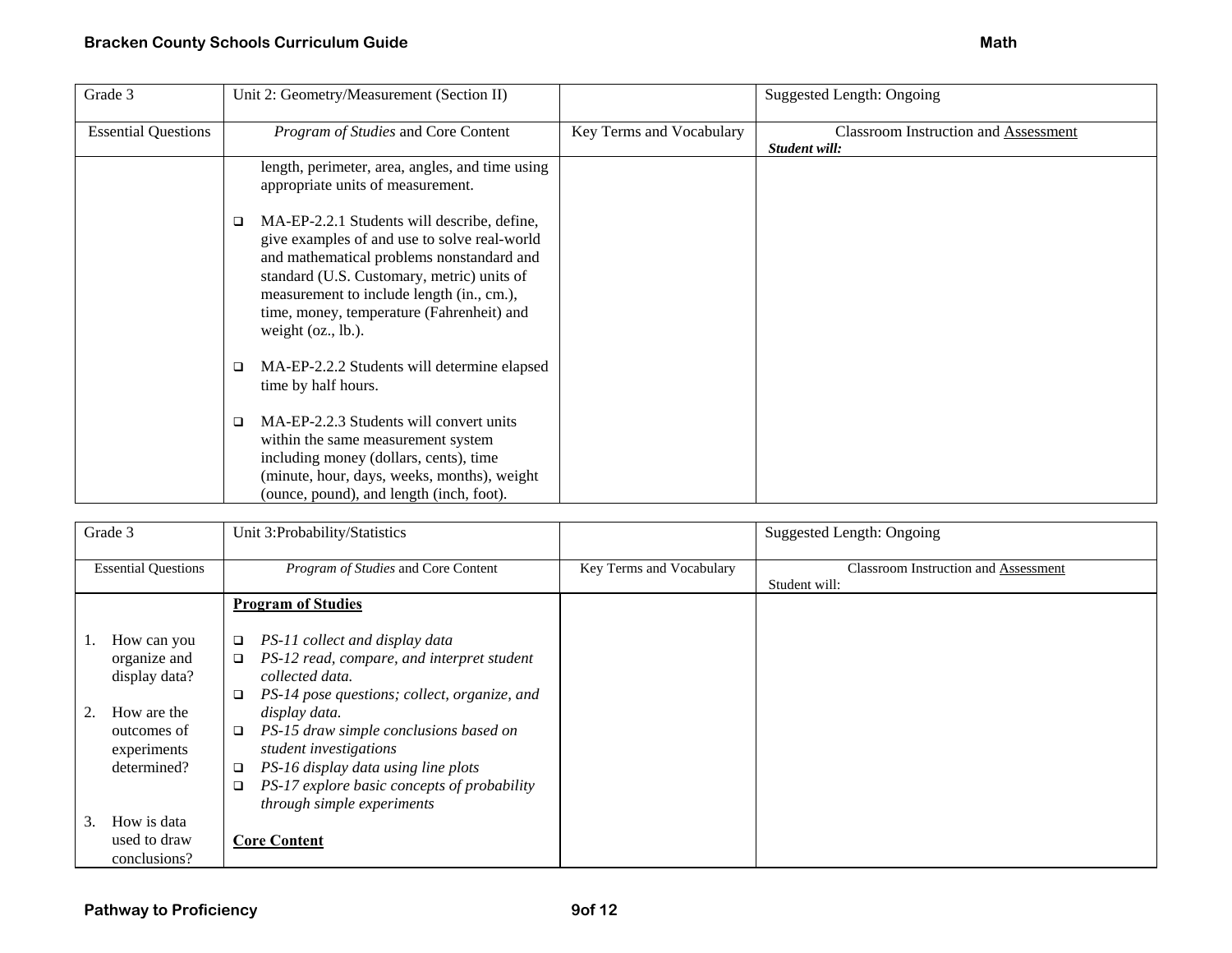| Grade 3 | Unit 2: Geometry/Measurement (Section II) | | Suggested Length: Ongoing |
|---|---|---|---|
| Essential Questions | *Program of Studies* and Core Content | Key Terms and Vocabulary | Classroom Instruction and Assessment<br>***Student will:*** |
| | length, perimeter, area, angles, and time using appropriate units of measurement.<br><br>❑ MA-EP-2.2.1 Students will describe, define, give examples of and use to solve real-world and mathematical problems nonstandard and standard (U.S. Customary, metric) units of measurement to include length (in., cm.), time, money, temperature (Fahrenheit) and weight (oz., lb.).<br><br>❑ MA-EP-2.2.2 Students will determine elapsed time by half hours.<br><br>❑ MA-EP-2.2.3 Students will convert units within the same measurement system including money (dollars, cents), time (minute, hour, days, weeks, months), weight (ounce, pound), and length (inch, foot). | | |

| Grade 3 | Unit 3:Probability/Statistics | | Suggested Length: Ongoing |
|---|---|---|---|
| Essential Questions | *Program of Studies* and Core Content | Key Terms and Vocabulary | Classroom Instruction and Assessment<br>Student will: |
| 1. How can you organize and display data?<br><br>2. How are the outcomes of experiments determined?<br><br>3. How is data used to draw conclusions? | **Program of Studies**<br><br>❑ *PS-11 collect and display data*<br>❑ *PS-12 read, compare, and interpret student collected data.*<br>❑ *PS-14 pose questions; collect, organize, and display data.*<br>❑ *PS-15 draw simple conclusions based on student investigations*<br>❑ *PS-16 display data using line plots*<br>❑ *PS-17 explore basic concepts of probability through simple experiments*<br><br>**Core Content** | | |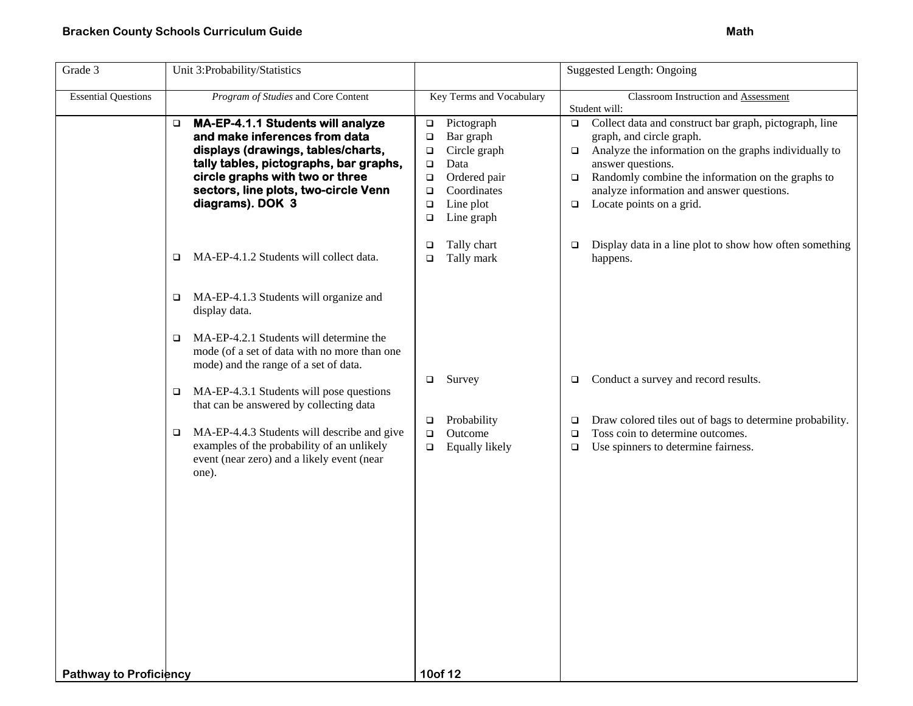| Grade 3 | Unit 3:Probability/Statistics | | Suggested Length: Ongoing |
|---|---|---|---|
| Essential Questions | *Program of Studies* and Core Content | Key Terms and Vocabulary | Classroom Instruction and Assessment<br>Student will: |
| | ❑ **MA-EP-4.1.1 Students will analyze and make inferences from data displays (drawings, tables/charts, tally tables, pictographs, bar graphs, circle graphs with two or three sectors, line plots, two-circle Venn diagrams). DOK 3** | ❑ Pictograph<br>❑ Bar graph<br>❑ Circle graph<br>❑ Data<br>❑ Ordered pair<br>❑ Coordinates<br>❑ Line plot<br>❑ Line graph | ❑ Collect data and construct bar graph, pictograph, line graph, and circle graph.<br>❑ Analyze the information on the graphs individually to answer questions.<br>❑ Randomly combine the information on the graphs to analyze information and answer questions.<br>❑ Locate points on a grid. |
| | ❑ MA-EP-4.1.2 Students will collect data. | ❑ Tally chart<br>❑ Tally mark | ❑ Display data in a line plot to show how often something happens. |
| | ❑ MA-EP-4.1.3 Students will organize and display data. | | |
| | ❑ MA-EP-4.2.1 Students will determine the mode (of a set of data with no more than one mode) and the range of a set of data. | | |
| | ❑ MA-EP-4.3.1 Students will pose questions that can be answered by collecting data | ❑ Survey | ❑ Conduct a survey and record results. |
| | ❑ MA-EP-4.4.3 Students will describe and give examples of the probability of an unlikely event (near zero) and a likely event (near one). | ❑ Probability<br>❑ Outcome<br>❑ Equally likely | ❑ Draw colored tiles out of bags to determine probability.<br>❑ Toss coin to determine outcomes.<br>❑ Use spinners to determine fairness. |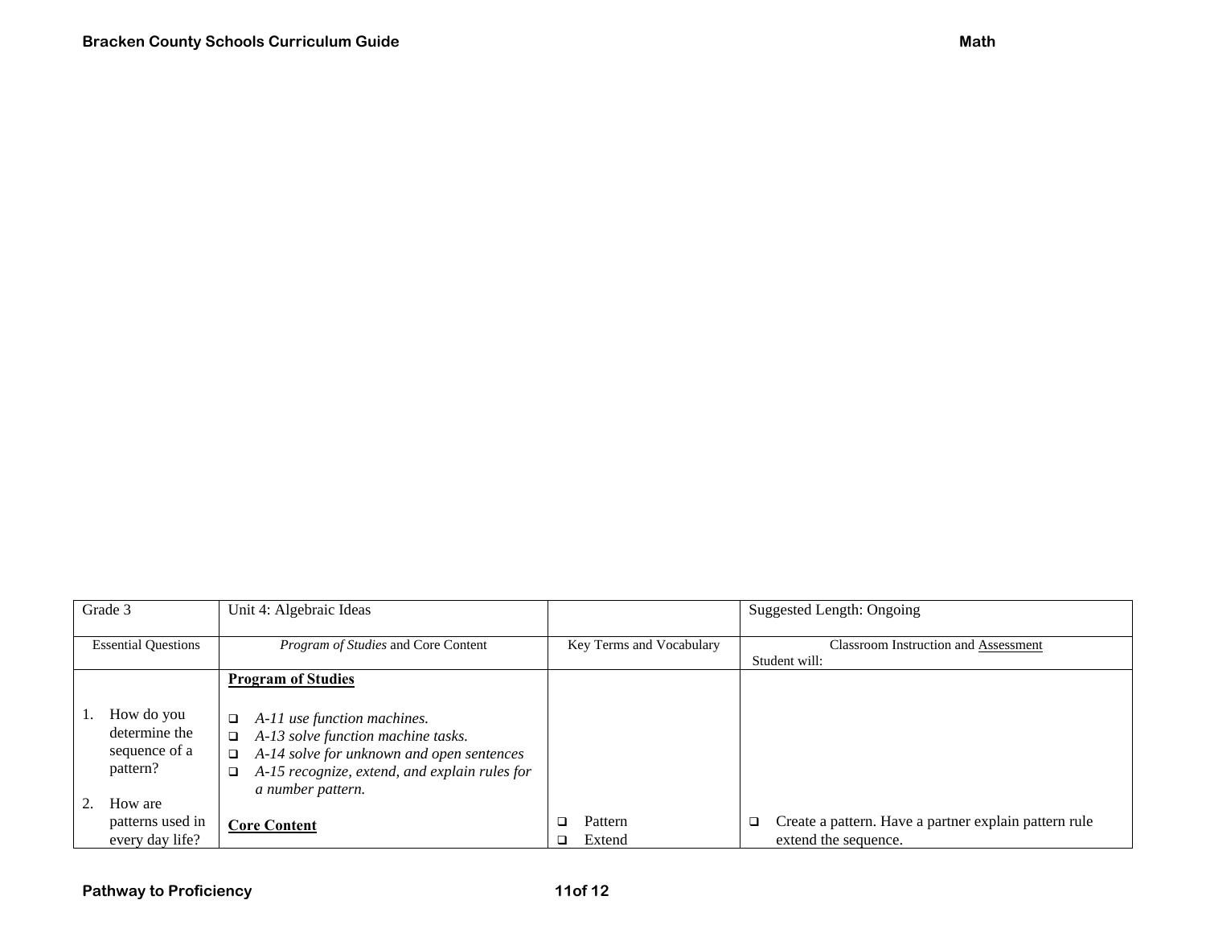| Grade 3 | Unit 4: Algebraic Ideas | | Suggested Length: Ongoing |
|---|---|---|---|
| Essential Questions | *Program of Studies* and Core Content | Key Terms and Vocabulary | Classroom Instruction and Assessment<br>Student will: |
| 1. How do you determine the sequence of a pattern?<br><br>2. How are patterns used in every day life? | **Program of Studies**<br><br>❑ *A-11 use function machines.*<br>❑ *A-13 solve function machine tasks.*<br>❑ *A-14 solve for unknown and open sentences*<br>❑ *A-15 recognize, extend, and explain rules for a number pattern.*<br><br>**Core Content** | ❑ Pattern<br>❑ Extend | ❑ Create a pattern. Have a partner explain pattern rule extend the sequence. |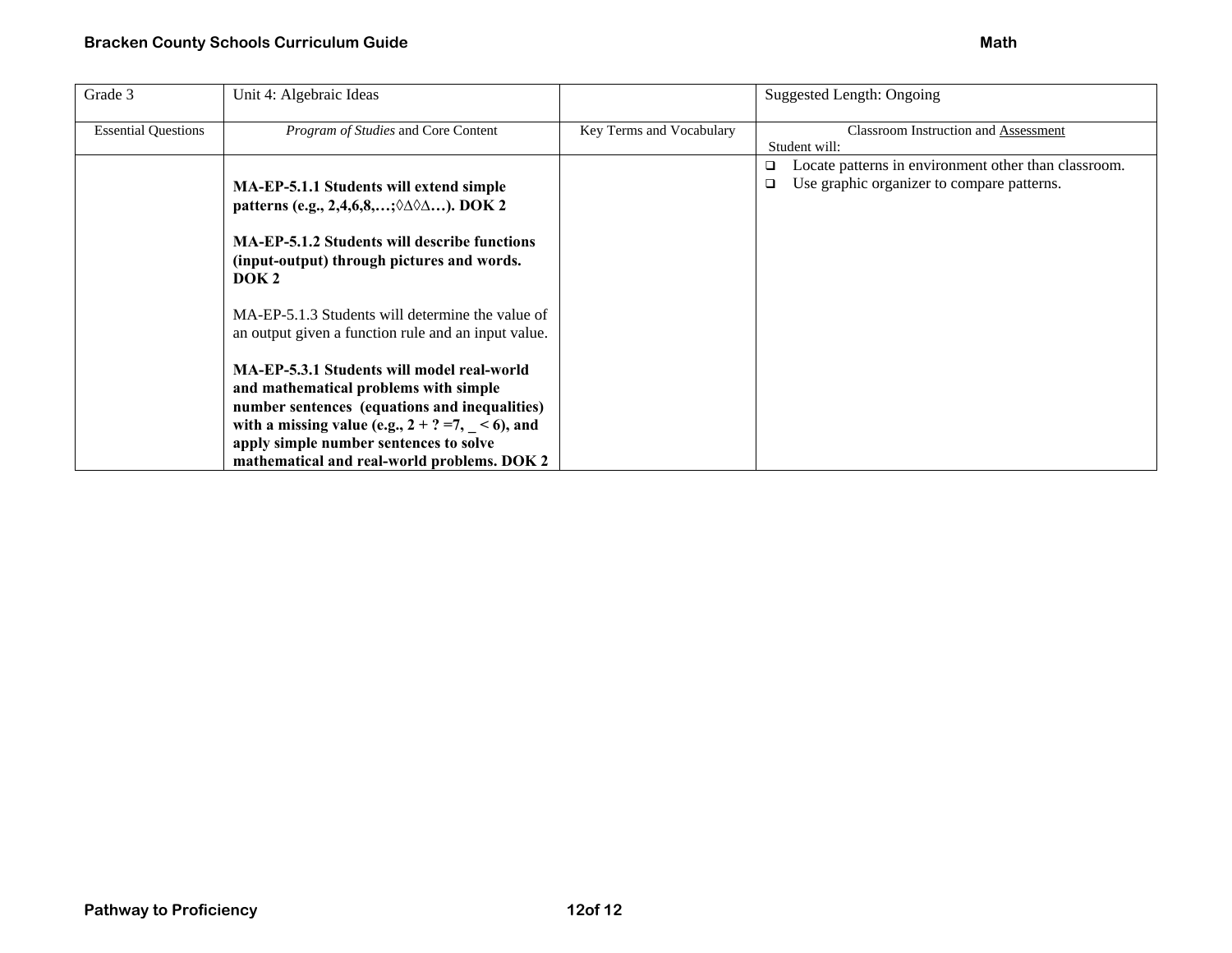| Grade 3 | Unit 4: Algebraic Ideas | | Suggested Length: Ongoing |
|---|---|---|---|
| Essential Questions | *Program of Studies* and Core Content | Key Terms and Vocabulary | Classroom Instruction and Assessment<br>Student will: |
| | **MA-EP-5.1.1 Students will extend simple patterns (e.g., 2,4,6,8,…;◊∆◊∆…). DOK 2**<br><br>**MA-EP-5.1.2 Students will describe functions (input-output) through pictures and words. DOK 2**<br><br>MA-EP-5.1.3 Students will determine the value of an output given a function rule and an input value.<br><br>**MA-EP-5.3.1 Students will model real-world and mathematical problems with simple number sentences (equations and inequalities) with a missing value (e.g., 2 + ? =7, _ < 6), and apply simple number sentences to solve mathematical and real-world problems. DOK 2** | | ❑ Locate patterns in environment other than classroom.<br>❑ Use graphic organizer to compare patterns. |